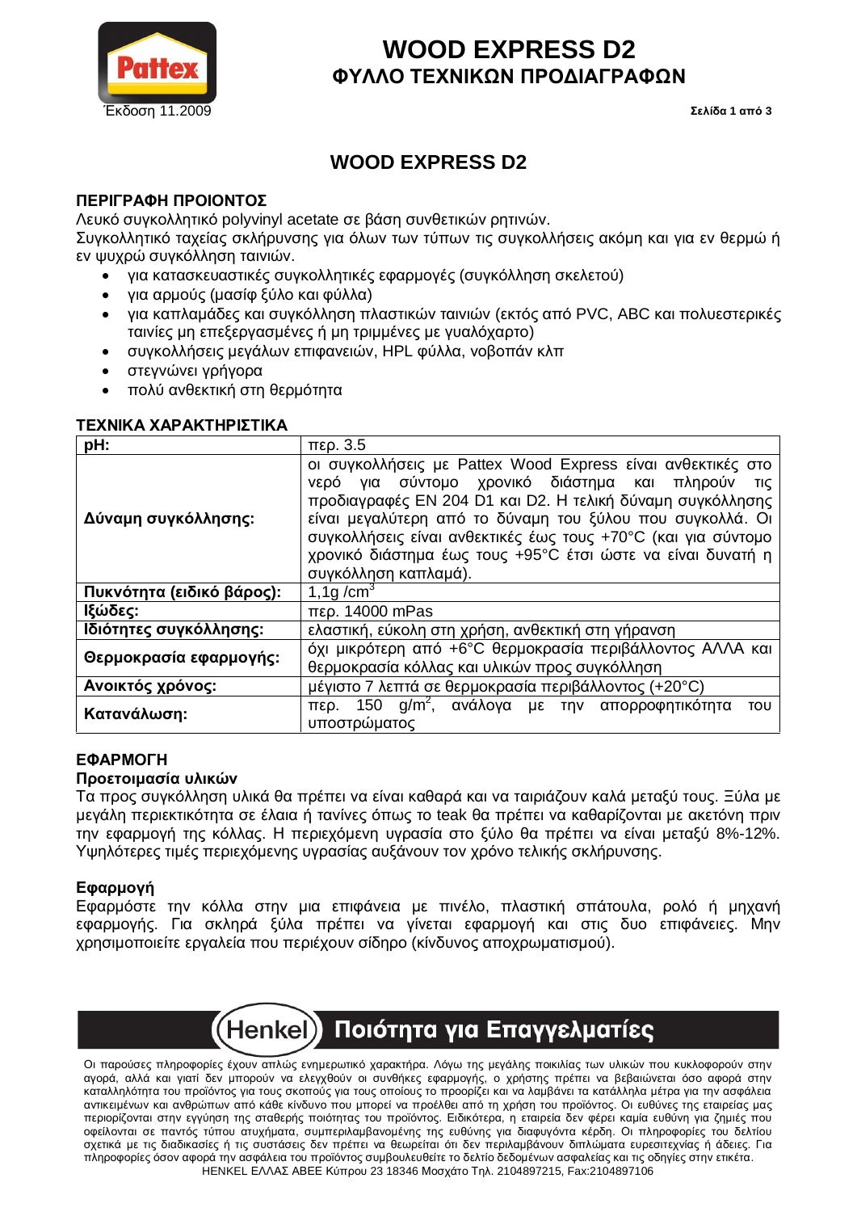# WOOD EXPRESS D2
## ΦΥΛΛΟ ΤΕΧΝΙΚΩΝ ΠΡΟΔΙΑΓΡΑΦΩΝ

Έκδοση 11.2009

# WOOD EXPRESS D2

### ΠΕΡΙΓΡΑΦΗ ΠΡΟΙΟΝΤΟΣ

Λευκό συγκολλητικό polyvinyl acetate σε βάση συνθετικών ρητινών.
Συγκολλητικό ταχείας σκλήρυνσης για όλων των τύπων τις συγκολλήσεις ακόμη και για εν θερμώ ή εν ψυχρώ συγκόλληση ταινιών.

- για κατασκευαστικές συγκολλητικές εφαρμογές (συγκόλληση σκελετού)
- για αρμούς (μασίφ ξύλο και φύλλα)
- για καπλαμάδες και συγκόλληση πλαστικών ταινιών (εκτός από PVC, ABC και πολυεστερικές ταινίες μη επεξεργασμένες ή μη τριμμένες με γυαλόχαρτο)
- συγκολλήσεις μεγάλων επιφανειών, HPL φύλλα, νοβοπάν κλπ
- στεγνώνει γρήγορα
- πολύ ανθεκτική στη θερμότητα

### ΤΕΧΝΙΚΑ ΧΑΡΑΚΤΗΡΙΣΤΙΚΑ

| pH: | περ. 3.5 |
|---|---|
| **Δύναμη συγκόλλησης:** | οι συγκολλήσεις με Pattex Wood Express είναι ανθεκτικές στο νερό για σύντομο χρονικό διάστημα και πληρούν τις προδιαγραφές EN 204 D1 και D2. Η τελική δύναμη συγκόλλησης είναι μεγαλύτερη από το δύναμη του ξύλου που συγκολλά. Οι συγκολλήσεις είναι ανθεκτικές έως τους +70°C (και για σύντομο χρονικό διάστημα έως τους +95°C έτσι ώστε να είναι δυνατή η συγκόλληση καπλαμά). |
| **Πυκνότητα (ειδικό βάρος):** | 1,1g /$cm^3$ |
| **Ιξώδες:** | περ. 14000 mPas |
| **Ιδιότητες συγκόλλησης:** | ελαστική, εύκολη στη χρήση, ανθεκτική στη γήρανση |
| **Θερμοκρασία εφαρμογής:** | όχι μικρότερη από +6°C θερμοκρασία περιβάλλοντος ΑΛΛΑ και θερμοκρασία κόλλας και υλικών προς συγκόλληση |
| **Ανοικτός χρόνος:** | μέγιστο 7 λεπτά σε θερμοκρασία περιβάλλοντος (+20°C) |
| **Κατανάλωση:** | περ. 150 g/$m^2$, ανάλογα με την απορροφητικότητα του υποστρώματος |

### ΕΦΑΡΜΟΓΗ

#### Προετοιμασία υλικών

Τα προς συγκόλληση υλικά θα πρέπει να είναι καθαρά και να ταιριάζουν καλά μεταξύ τους. Ξύλα με μεγάλη περιεκτικότητα σε έλαια ή τανίνες όπως το teak θα πρέπει να καθαρίζονται με ακετόνη πριν την εφαρμογή της κόλλας. Η περιεχόμενη υγρασία στο ξύλο θα πρέπει να είναι μεταξύ 8%-12%. Υψηλότερες τιμές περιεχόμενης υγρασίας αυξάνουν τον χρόνο τελικής σκλήρυνσης.

#### Εφαρμογή

Εφαρμόστε την κόλλα στην μια επιφάνεια με πινέλο, πλαστική σπάτουλα, ρολό ή μηχανή εφαρμογής. Για σκληρά ξύλα πρέπει να γίνεται εφαρμογή και στις δυο επιφάνειες. Μην χρησιμοποιείτε εργαλεία που περιέχουν σίδηρο (κίνδυνος αποχρωματισμού).

Henkel – Ποιότητα για Επαγγελματίες

Οι παρούσες πληροφορίες έχουν απλώς ενημερωτικό χαρακτήρα. Λόγω της μεγάλης ποικιλίας των υλικών που κυκλοφορούν στην αγορά, αλλά και γιατί δεν μπορούν να ελεγχθούν οι συνθήκες εφαρμογής, ο χρήστης πρέπει να βεβαιώνεται όσο αφορά στην καταλληλότητα του προϊόντος για τους σκοπούς για τους οποίους το προορίζει και να λαμβάνει τα κατάλληλα μέτρα για την ασφάλεια αντικειμένων και ανθρώπων από κάθε κίνδυνο που μπορεί να προέλθει από τη χρήση του προϊόντος. Οι ευθύνες της εταιρείας μας περιορίζονται στην εγγύηση της σταθερής ποιότητας του προϊόντος. Ειδικότερα, η εταιρεία δεν φέρει καμία ευθύνη για ζημιές που οφείλονται σε παντός τύπου ατυχήματα, συμπεριλαμβανομένης της ευθύνης για διαφυγόντα κέρδη. Οι πληροφορίες του δελτίου σχετικά με τις διαδικασίες ή τις συστάσεις δεν πρέπει να θεωρείται ότι δεν περιλαμβάνουν διπλώματα ευρεσιτεχνίας ή άδειες. Για πληροφορίες όσον αφορά την ασφάλεια του προϊόντος συμβουλευθείτε το δελτίο δεδομένων ασφαλείας και τις οδηγίες στην ετικέτα.
HENKEL ΕΛΛΑΣ ΑΒΕΕ Κύπρου 23 18346 Μοσχάτο Τηλ. 2104897215, Fax:2104897106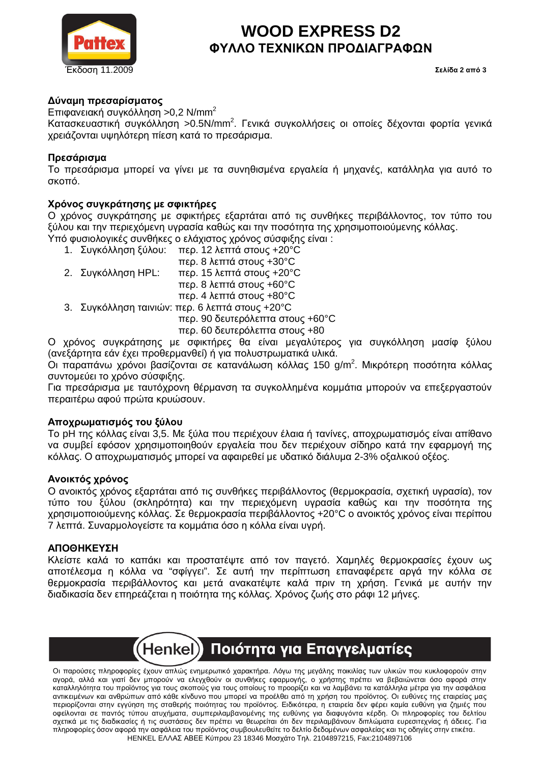**Δύναμη πρεσαρίσματος**

Επιφανειακή συγκόλληση >0,2 N/mm$^2$

Κατασκευαστική συγκόλληση >0.5N/mm$^2$. Γενικά συγκολλήσεις οι οποίες δέχονται φορτία γενικά χρειάζονται υψηλότερη πίεση κατά το πρεσάρισμα.

**Πρεσάρισμα**

Το πρεσάρισμα μπορεί να γίνει με τα συνηθισμένα εργαλεία ή μηχανές, κατάλληλα για αυτό το σκοπό.

**Χρόνος συγκράτησης με σφικτήρες**

Ο χρόνος συγκράτησης με σφικτήρες εξαρτάται από τις συνθήκες περιβάλλοντος, τον τύπο του ξύλου και την περιεχόμενη υγρασία καθώς και την ποσότητα της χρησιμοποιούμενης κόλλας.

Υπό φυσιολογικές συνθήκες ο ελάχιστος χρόνος σύσφιξης είναι :

1. Συγκόλληση ξύλου: περ. 12 λεπτά στους +20°C
   περ. 8 λεπτά στους +30°C
2. Συγκόλληση HPL: περ. 15 λεπτά στους +20°C
   περ. 8 λεπτά στους +60°C
   περ. 4 λεπτά στους +80°C
3. Συγκόλληση ταινιών: περ. 6 λεπτά στους +20°C
   περ. 90 δευτερόλεπτα στους +60°C
   περ. 60 δευτερόλεπτα στους +80

Ο χρόνος συγκράτησης με σφικτήρες θα είναι μεγαλύτερος για συγκόλληση μασίφ ξύλου (ανεξάρτητα εάν έχει προθερμανθεί) ή για πολυστρωματικά υλικά.

Οι παραπάνω χρόνοι βασίζονται σε κατανάλωση κόλλας 150 g/m$^2$. Μικρότερη ποσότητα κόλλας συντομεύει το χρόνο σύσφιξης.

Για πρεσάρισμα με ταυτόχρονη θέρμανση τα συγκολλημένα κομμάτια μπορούν να επεξεργαστούν περαιτέρω αφού πρώτα κρυώσουν.

**Αποχρωματισμός του ξύλου**

Το pH της κόλλας είναι 3,5. Με ξύλα που περιέχουν έλαια ή τανίνες, αποχρωματισμός είναι απίθανο να συμβεί εφόσον χρησιμοποιηθούν εργαλεία που δεν περιέχουν σίδηρο κατά την εφαρμογή της κόλλας. Ο αποχρωματισμός μπορεί να αφαιρεθεί με υδατικό διάλυμα 2-3% οξαλικού οξέος.

**Ανοικτός χρόνος**

Ο ανοικτός χρόνος εξαρτάται από τις συνθήκες περιβάλλοντος (θερμοκρασία, σχετική υγρασία), τον τύπο του ξύλου (σκληρότητα) και την περιεχόμενη υγρασία καθώς και την ποσότητα της χρησιμοποιούμενης κόλλας. Σε θερμοκρασία περιβάλλοντος +20°C ο ανοικτός χρόνος είναι περίπου 7 λεπτά. Συναρμολογείστε τα κομμάτια όσο η κόλλα είναι υγρή.

**ΑΠΟΘΗΚΕΥΣΗ**

Κλείστε καλά το καπάκι και προστατέψτε από τον παγετό. Χαμηλές θερμοκρασίες έχουν ως αποτέλεσμα η κόλλα να "σφίγγει". Σε αυτή την περίπτωση επαναφέρετε αργά την κόλλα σε θερμοκρασία περιβάλλοντος και μετά ανακατέψτε καλά πριν τη χρήση. Γενικά με αυτήν την διαδικασία δεν επηρεάζεται η ποιότητα της κόλλας. Χρόνος ζωής στο ράφι 12 μήνες.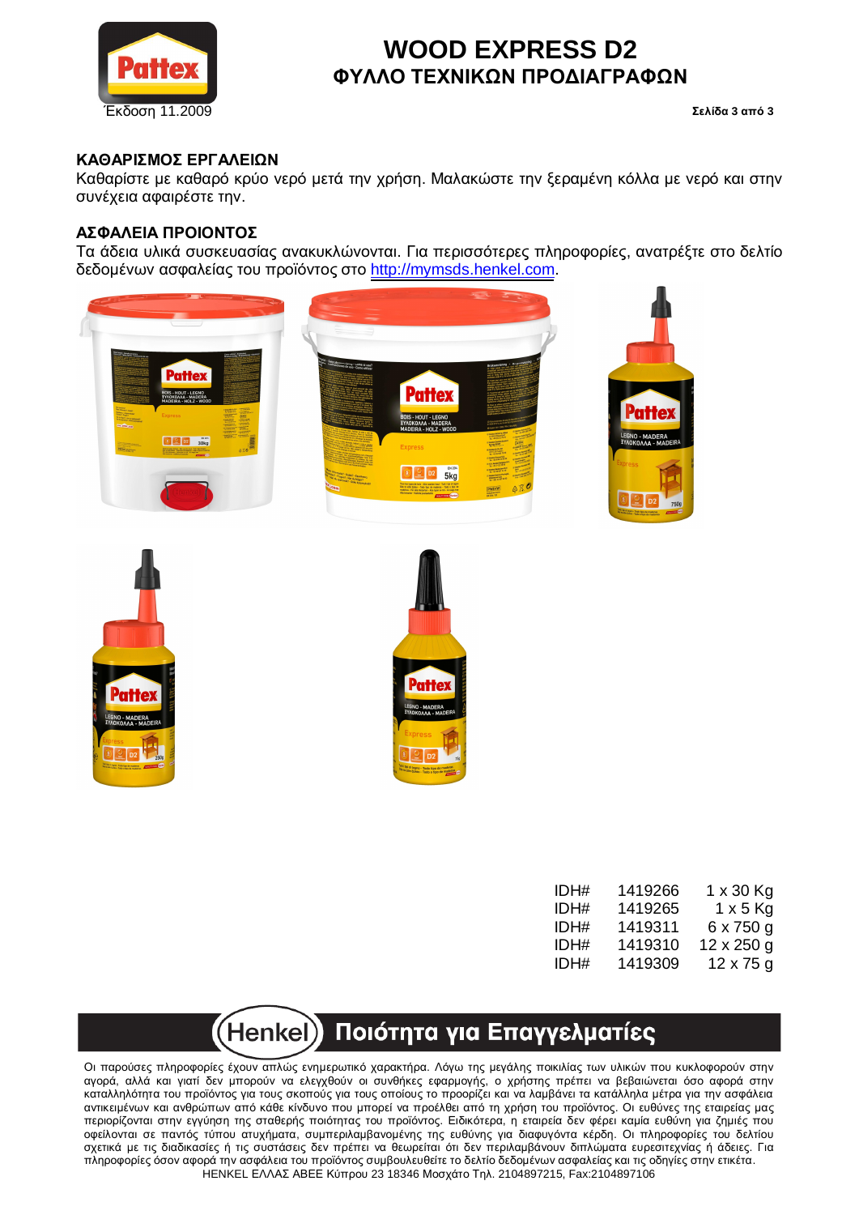## ΚΑΘΑΡΙΣΜΟΣ ΕΡΓΑΛΕΙΩΝ

Καθαρίστε με καθαρό κρύο νερό μετά την χρήση. Μαλακώστε την ξεραμένη κόλλα με νερό και στην συνέχεια αφαιρέστε την.

## ΑΣΦΑΛΕΙΑ ΠΡΟΙΟΝΤΟΣ

Τα άδεια υλικά συσκευασίας ανακυκλώνονται. Για περισσότερες πληροφορίες, ανατρέξτε στο δελτίο δεδομένων ασφαλείας του προϊόντος στο http://mymsds.henkel.com.

| | | |
|---|---|---|
| IDH# | 1419266 | 1 x 30 Kg |
| IDH# | 1419265 | 1 x 5 Kg |
| IDH# | 1419311 | 6 x 750 g |
| IDH# | 1419310 | 12 x 250 g |
| IDH# | 1419309 | 12 x 75 g |

**Henkel Ποιότητα για Επαγγελματίες**

Οι παρούσες πληροφορίες έχουν απλώς ενημερωτικό χαρακτήρα. Λόγω της μεγάλης ποικιλίας των υλικών που κυκλοφορούν στην αγορά, αλλά και γιατί δεν μπορούν να ελεγχθούν οι συνθήκες εφαρμογής, ο χρήστης πρέπει να βεβαιώνεται όσο αφορά στην καταλληλότητα του προϊόντος για τους σκοπούς για τους οποίους το προορίζει και να λαμβάνει τα κατάλληλα μέτρα για την ασφάλεια αντικειμένων και ανθρώπων από κάθε κίνδυνο που μπορεί να προέλθει από τη χρήση του προϊόντος. Οι ευθύνες της εταιρείας μας περιορίζονται στην εγγύηση της σταθερής ποιότητας του προϊόντος. Ειδικότερα, η εταιρεία δεν φέρει καμία ευθύνη για ζημιές που οφείλονται σε παντός τύπου ατυχήματα, συμπεριλαμβανομένης της ευθύνης για διαφυγόντα κέρδη. Οι πληροφορίες του δελτίου σχετικά με τις διαδικασίες ή τις συστάσεις δεν πρέπει να θεωρείται ότι δεν περιλαμβάνουν διπλώματα ευρεσιτεχνίας ή άδειες. Για πληροφορίες όσον αφορά την ασφάλεια του προϊόντος συμβουλευθείτε το δελτίο δεδομένων ασφαλείας και τις οδηγίες στην ετικέτα.

HENKEL ΕΛΛΑΣ ΑΒΕΕ Κύπρου 23 18346 Μοσχάτο Τηλ. 2104897215, Fax:2104897106